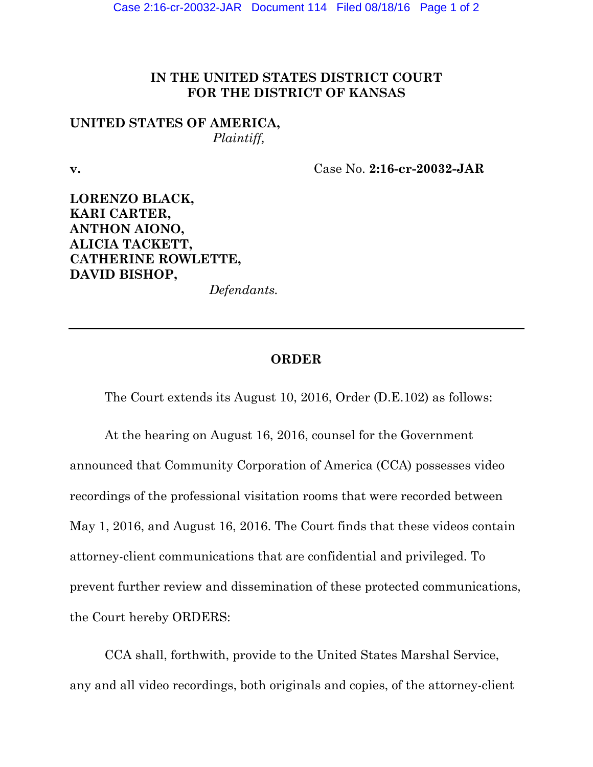**IN THE UNITED STATES DISTRICT COURT**
**FOR THE DISTRICT OF KANSAS**

**UNITED STATES OF AMERICA,**
*Plaintiff,*

**v.** Case No. **2:16-cr-20032-JAR**

**LORENZO BLACK,**
**KARI CARTER,**
**ANTHON AIONO,**
**ALICIA TACKETT,**
**CATHERINE ROWLETTE,**
**DAVID BISHOP,**
*Defendants.*

---

## ORDER

The Court extends its August 10, 2016, Order (D.E.102) as follows:

At the hearing on August 16, 2016, counsel for the Government announced that Community Corporation of America (CCA) possesses video recordings of the professional visitation rooms that were recorded between May 1, 2016, and August 16, 2016. The Court finds that these videos contain attorney-client communications that are confidential and privileged. To prevent further review and dissemination of these protected communications, the Court hereby ORDERS:

CCA shall, forthwith, provide to the United States Marshal Service, any and all video recordings, both originals and copies, of the attorney-client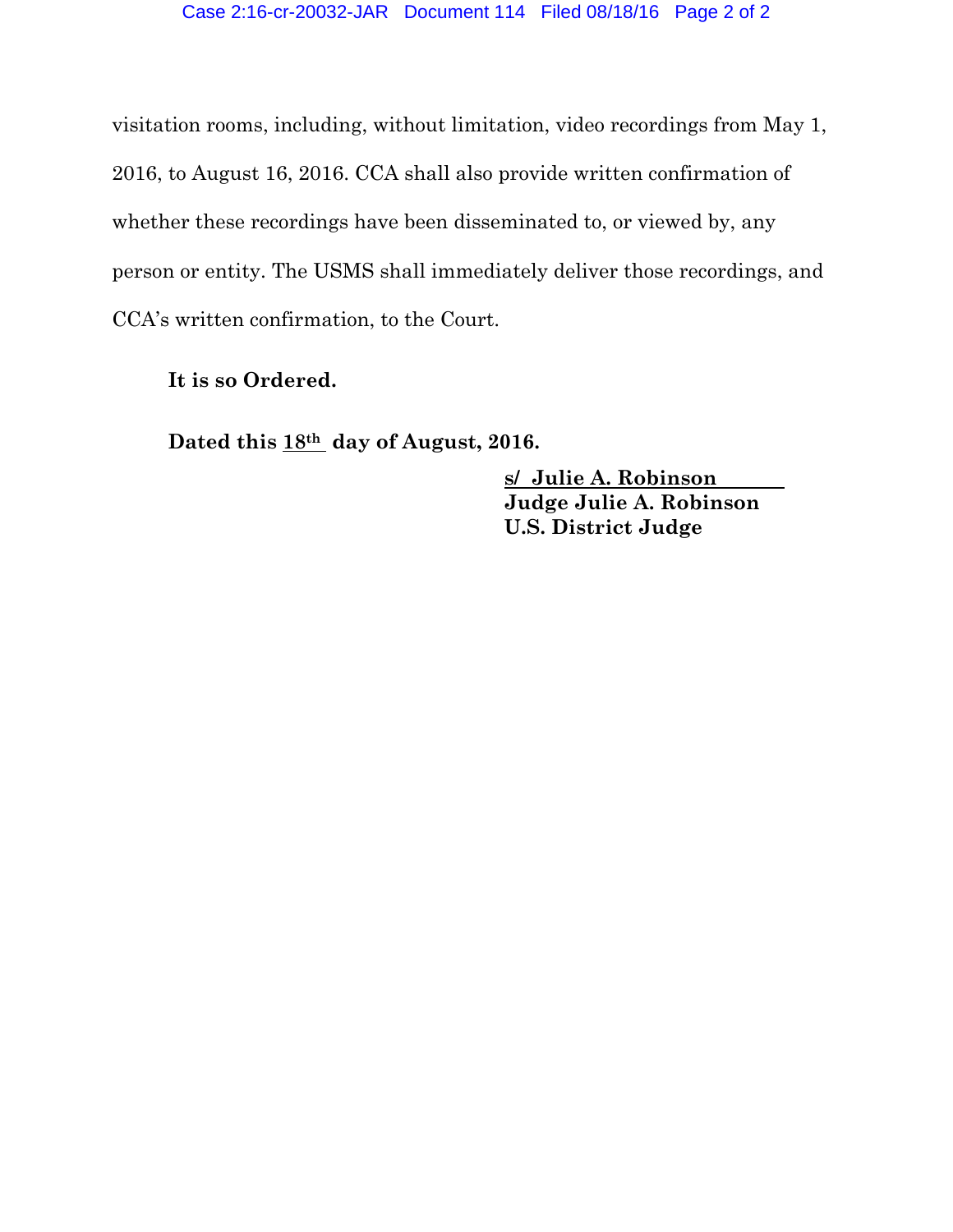visitation rooms, including, without limitation, video recordings from May 1, 2016, to August 16, 2016. CCA shall also provide written confirmation of whether these recordings have been disseminated to, or viewed by, any person or entity. The USMS shall immediately deliver those recordings, and CCA's written confirmation, to the Court.

**It is so Ordered.**

**Dated this 18th day of August, 2016.**

**s/ Julie A. Robinson**
**Judge Julie A. Robinson**
**U.S. District Judge**